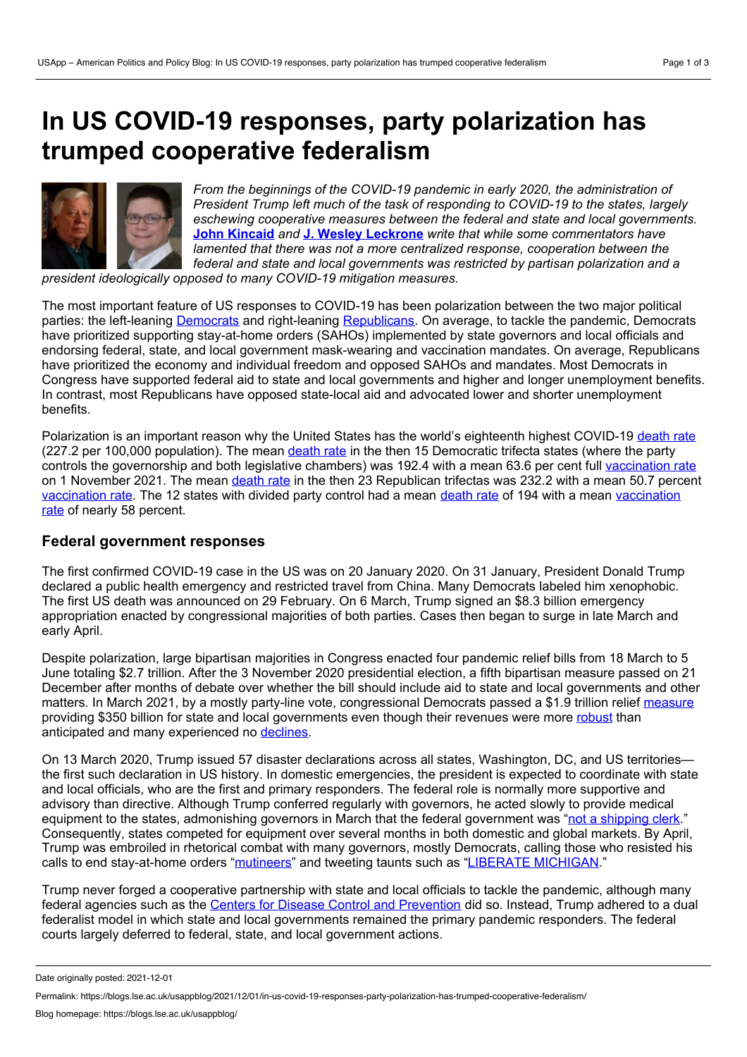# In US COVID-19 responses, party polarization has trumped cooperative federalism

*From the beginnings of the COVID-19 pandemic in early 2020, the administration of President Trump left much of the task of responding to COVID-19 to the states, largely eschewing cooperative measures between the federal and state and local governments.* **John Kincaid** *and* **J. Wesley Leckrone** *write that while some commentators have lamented that there was not a more centralized response, cooperation between the federal and state and local governments was restricted by partisan polarization and a president ideologically opposed to many COVID-19 mitigation measures.*

The most important feature of US responses to COVID-19 has been polarization between the two major political parties: the left-leaning Democrats and right-leaning Republicans. On average, to tackle the pandemic, Democrats have prioritized supporting stay-at-home orders (SAHOs) implemented by state governors and local officials and endorsing federal, state, and local government mask-wearing and vaccination mandates. On average, Republicans have prioritized the economy and individual freedom and opposed SAHOs and mandates. Most Democrats in Congress have supported federal aid to state and local governments and higher and longer unemployment benefits. In contrast, most Republicans have opposed state-local aid and advocated lower and shorter unemployment benefits.

Polarization is an important reason why the United States has the world's eighteenth highest COVID-19 death rate (227.2 per 100,000 population). The mean death rate in the then 15 Democratic trifecta states (where the party controls the governorship and both legislative chambers) was 192.4 with a mean 63.6 per cent full vaccination rate on 1 November 2021. The mean death rate in the then 23 Republican trifectas was 232.2 with a mean 50.7 percent vaccination rate. The 12 states with divided party control had a mean death rate of 194 with a mean vaccination rate of nearly 58 percent.

### Federal government responses

The first confirmed COVID-19 case in the US was on 20 January 2020. On 31 January, President Donald Trump declared a public health emergency and restricted travel from China. Many Democrats labeled him xenophobic. The first US death was announced on 29 February. On 6 March, Trump signed an $8.3 billion emergency appropriation enacted by congressional majorities of both parties. Cases then began to surge in late March and early April.

Despite polarization, large bipartisan majorities in Congress enacted four pandemic relief bills from 18 March to 5 June totaling $2.7 trillion. After the 3 November 2020 presidential election, a fifth bipartisan measure passed on 21 December after months of debate over whether the bill should include aid to state and local governments and other matters. In March 2021, by a mostly party-line vote, congressional Democrats passed a $1.9 trillion relief measure providing $350 billion for state and local governments even though their revenues were more robust than anticipated and many experienced no declines.

On 13 March 2020, Trump issued 57 disaster declarations across all states, Washington, DC, and US territories—the first such declaration in US history. In domestic emergencies, the president is expected to coordinate with state and local officials, who are the first and primary responders. The federal role is normally more supportive and advisory than directive. Although Trump conferred regularly with governors, he acted slowly to provide medical equipment to the states, admonishing governors in March that the federal government was "not a shipping clerk." Consequently, states competed for equipment over several months in both domestic and global markets. By April, Trump was embroiled in rhetorical combat with many governors, mostly Democrats, calling those who resisted his calls to end stay-at-home orders "mutineers" and tweeting taunts such as "LIBERATE MICHIGAN."

Trump never forged a cooperative partnership with state and local officials to tackle the pandemic, although many federal agencies such as the Centers for Disease Control and Prevention did so. Instead, Trump adhered to a dual federalist model in which state and local governments remained the primary pandemic responders. The federal courts largely deferred to federal, state, and local government actions.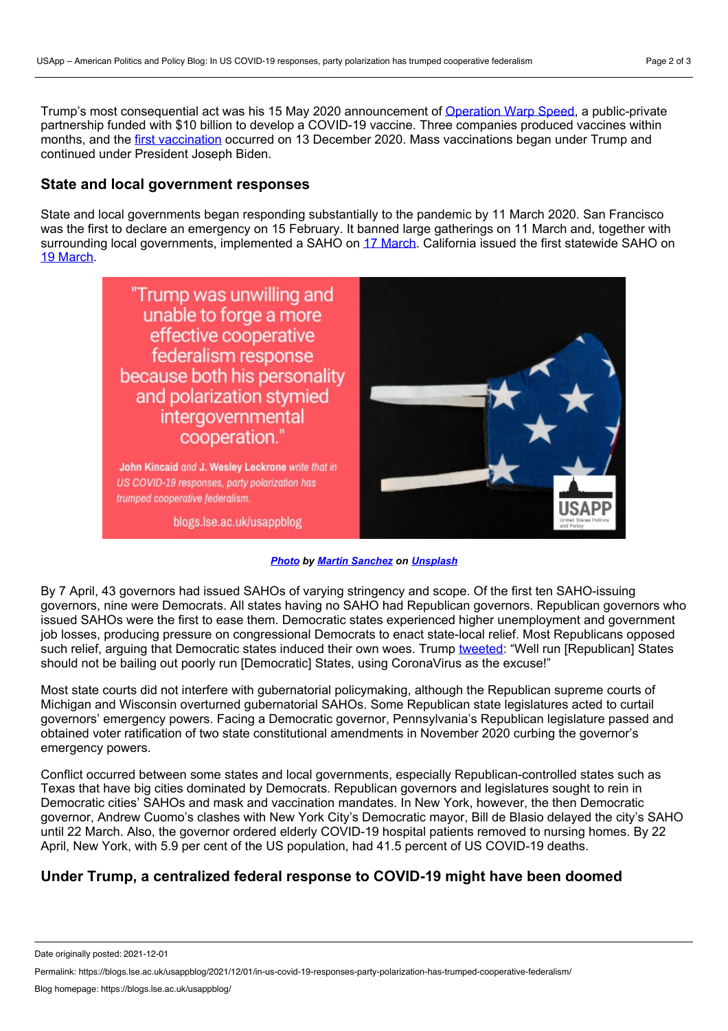Trump's most consequential act was his 15 May 2020 announcement of Operation Warp Speed, a public-private partnership funded with $10 billion to develop a COVID-19 vaccine. Three companies produced vaccines within months, and the first vaccination occurred on 13 December 2020. Mass vaccinations began under Trump and continued under President Joseph Biden.

### State and local government responses

State and local governments began responding substantially to the pandemic by 11 March 2020. San Francisco was the first to declare an emergency on 15 February. It banned large gatherings on 11 March and, together with surrounding local governments, implemented a SAHO on 17 March. California issued the first statewide SAHO on 19 March.

***Photo by Martin Sanchez on Unsplash***

By 7 April, 43 governors had issued SAHOs of varying stringency and scope. Of the first ten SAHO-issuing governors, nine were Democrats. All states having no SAHO had Republican governors. Republican governors who issued SAHOs were the first to ease them. Democratic states experienced higher unemployment and government job losses, producing pressure on congressional Democrats to enact state-local relief. Most Republicans opposed such relief, arguing that Democratic states induced their own woes. Trump tweeted: "Well run [Republican] States should not be bailing out poorly run [Democratic] States, using CoronaVirus as the excuse!"

Most state courts did not interfere with gubernatorial policymaking, although the Republican supreme courts of Michigan and Wisconsin overturned gubernatorial SAHOs. Some Republican state legislatures acted to curtail governors' emergency powers. Facing a Democratic governor, Pennsylvania's Republican legislature passed and obtained voter ratification of two state constitutional amendments in November 2020 curbing the governor's emergency powers.

Conflict occurred between some states and local governments, especially Republican-controlled states such as Texas that have big cities dominated by Democrats. Republican governors and legislatures sought to rein in Democratic cities' SAHOs and mask and vaccination mandates. In New York, however, the then Democratic governor, Andrew Cuomo's clashes with New York City's Democratic mayor, Bill de Blasio delayed the city's SAHO until 22 March. Also, the governor ordered elderly COVID-19 hospital patients removed to nursing homes. By 22 April, New York, with 5.9 per cent of the US population, had 41.5 percent of US COVID-19 deaths.

### Under Trump, a centralized federal response to COVID-19 might have been doomed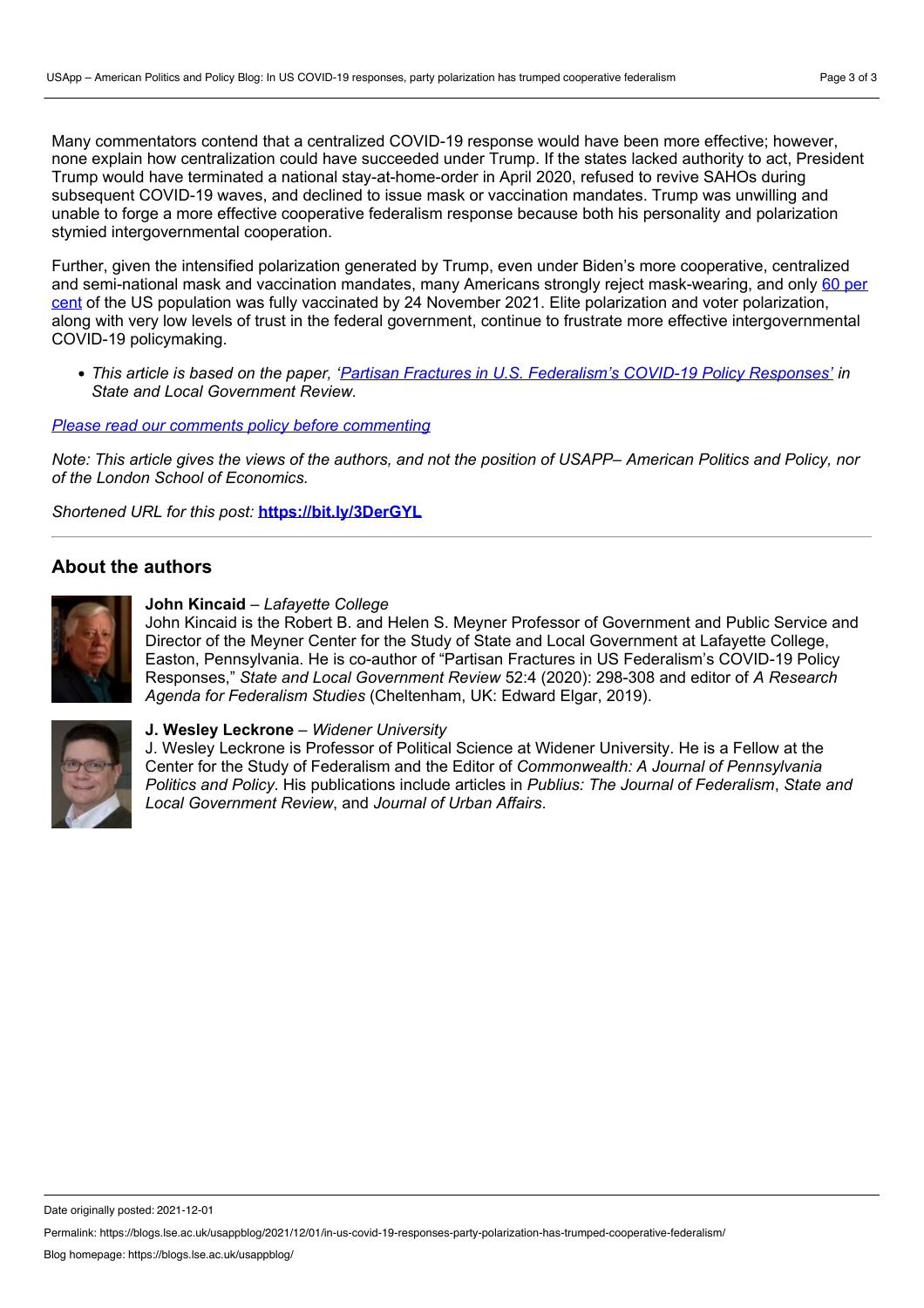Many commentators contend that a centralized COVID-19 response would have been more effective; however, none explain how centralization could have succeeded under Trump. If the states lacked authority to act, President Trump would have terminated a national stay-at-home-order in April 2020, refused to revive SAHOs during subsequent COVID-19 waves, and declined to issue mask or vaccination mandates. Trump was unwilling and unable to forge a more effective cooperative federalism response because both his personality and polarization stymied intergovernmental cooperation.

Further, given the intensified polarization generated by Trump, even under Biden's more cooperative, centralized and semi-national mask and vaccination mandates, many Americans strongly reject mask-wearing, and only [60 per cent]() of the US population was fully vaccinated by 24 November 2021. Elite polarization and voter polarization, along with very low levels of trust in the federal government, continue to frustrate more effective intergovernmental COVID-19 policymaking.

- *This article is based on the paper, '[Partisan Fractures in U.S. Federalism's COVID-19 Policy Responses]()' in State and Local Government Review.*

*[Please read our comments policy before commenting]()*

*Note: This article gives the views of the authors, and not the position of USAPP– American Politics and Policy, nor of the London School of Economics.*

*Shortened URL for this post:* **[https://bit.ly/3DerGYL](https://bit.ly/3DerGYL)**

---

## About the authors

**John Kincaid** – *Lafayette College*
John Kincaid is the Robert B. and Helen S. Meyner Professor of Government and Public Service and Director of the Meyner Center for the Study of State and Local Government at Lafayette College, Easton, Pennsylvania. He is co-author of "Partisan Fractures in US Federalism's COVID-19 Policy Responses," *State and Local Government Review* 52:4 (2020): 298-308 and editor of *A Research Agenda for Federalism Studies* (Cheltenham, UK: Edward Elgar, 2019).

**J. Wesley Leckrone** – *Widener University*
J. Wesley Leckrone is Professor of Political Science at Widener University. He is a Fellow at the Center for the Study of Federalism and the Editor of *Commonwealth: A Journal of Pennsylvania Politics and Policy*. His publications include articles in *Publius: The Journal of Federalism*, *State and Local Government Review*, and *Journal of Urban Affairs*.

Date originally posted: 2021-12-01

Permalink: https://blogs.lse.ac.uk/usappblog/2021/12/01/in-us-covid-19-responses-party-polarization-has-trumped-cooperative-federalism/

Blog homepage: https://blogs.lse.ac.uk/usappblog/